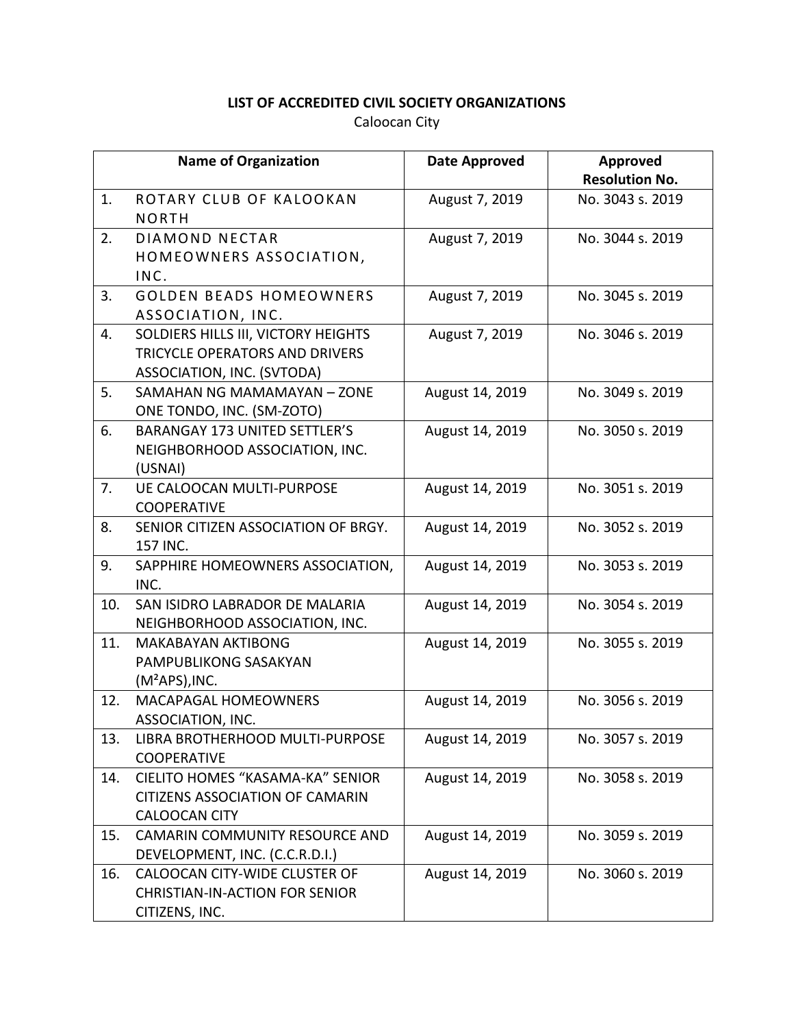**LIST OF ACCREDITED CIVIL SOCIETY ORGANIZATIONS**

Caloocan City

| | Name of Organization | Date Approved | Approved Resolution No. |
|---|---|---|---|
| 1. | ROTARY CLUB OF KALOOKAN NORTH | August 7, 2019 | No. 3043 s. 2019 |
| 2. | DIAMOND NECTAR HOMEOWNERS ASSOCIATION, INC. | August 7, 2019 | No. 3044 s. 2019 |
| 3. | GOLDEN BEADS HOMEOWNERS ASSOCIATION, INC. | August 7, 2019 | No. 3045 s. 2019 |
| 4. | SOLDIERS HILLS III, VICTORY HEIGHTS TRICYCLE OPERATORS AND DRIVERS ASSOCIATION, INC. (SVTODA) | August 7, 2019 | No. 3046 s. 2019 |
| 5. | SAMAHAN NG MAMAMAYAN – ZONE ONE TONDO, INC. (SM-ZOTO) | August 14, 2019 | No. 3049 s. 2019 |
| 6. | BARANGAY 173 UNITED SETTLER'S NEIGHBORHOOD ASSOCIATION, INC. (USNAI) | August 14, 2019 | No. 3050 s. 2019 |
| 7. | UE CALOOCAN MULTI-PURPOSE COOPERATIVE | August 14, 2019 | No. 3051 s. 2019 |
| 8. | SENIOR CITIZEN ASSOCIATION OF BRGY. 157 INC. | August 14, 2019 | No. 3052 s. 2019 |
| 9. | SAPPHIRE HOMEOWNERS ASSOCIATION, INC. | August 14, 2019 | No. 3053 s. 2019 |
| 10. | SAN ISIDRO LABRADOR DE MALARIA NEIGHBORHOOD ASSOCIATION, INC. | August 14, 2019 | No. 3054 s. 2019 |
| 11. | MAKABAYAN AKTIBONG PAMPUBLIKONG SASAKYAN ($M^2$APS),INC. | August 14, 2019 | No. 3055 s. 2019 |
| 12. | MACAPAGAL HOMEOWNERS ASSOCIATION, INC. | August 14, 2019 | No. 3056 s. 2019 |
| 13. | LIBRA BROTHERHOOD MULTI-PURPOSE COOPERATIVE | August 14, 2019 | No. 3057 s. 2019 |
| 14. | CIELITO HOMES "KASAMA-KA" SENIOR CITIZENS ASSOCIATION OF CAMARIN CALOOCAN CITY | August 14, 2019 | No. 3058 s. 2019 |
| 15. | CAMARIN COMMUNITY RESOURCE AND DEVELOPMENT, INC. (C.C.R.D.I.) | August 14, 2019 | No. 3059 s. 2019 |
| 16. | CALOOCAN CITY-WIDE CLUSTER OF CHRISTIAN-IN-ACTION FOR SENIOR CITIZENS, INC. | August 14, 2019 | No. 3060 s. 2019 |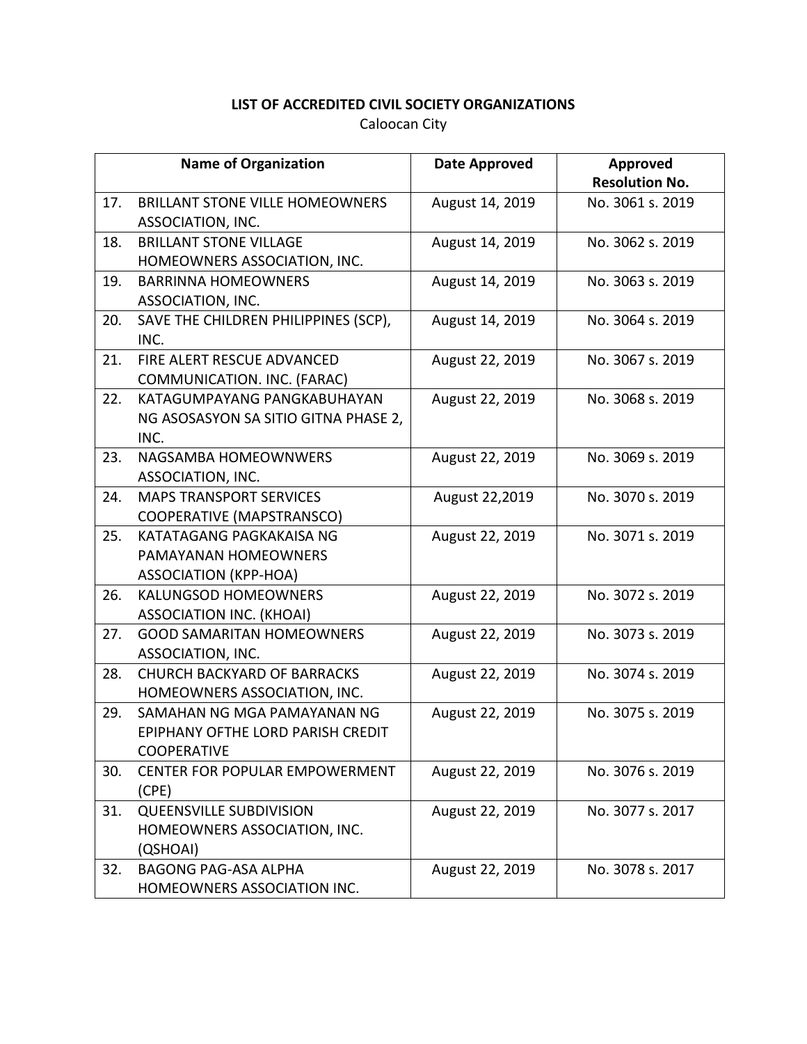**LIST OF ACCREDITED CIVIL SOCIETY ORGANIZATIONS**

Caloocan City

| Name of Organization | | Date Approved | Approved Resolution No. |
|---|---|---|---|
| 17. | BRILLANT STONE VILLE HOMEOWNERS ASSOCIATION, INC. | August 14, 2019 | No. 3061 s. 2019 |
| 18. | BRILLANT STONE VILLAGE HOMEOWNERS ASSOCIATION, INC. | August 14, 2019 | No. 3062 s. 2019 |
| 19. | BARRINNA HOMEOWNERS ASSOCIATION, INC. | August 14, 2019 | No. 3063 s. 2019 |
| 20. | SAVE THE CHILDREN PHILIPPINES (SCP), INC. | August 14, 2019 | No. 3064 s. 2019 |
| 21. | FIRE ALERT RESCUE ADVANCED COMMUNICATION. INC. (FARAC) | August 22, 2019 | No. 3067 s. 2019 |
| 22. | KATAGUMPAYANG PANGKABUHAYAN NG ASOSASYON SA SITIO GITNA PHASE 2, INC. | August 22, 2019 | No. 3068 s. 2019 |
| 23. | NAGSAMBA HOMEOWNWERS ASSOCIATION, INC. | August 22, 2019 | No. 3069 s. 2019 |
| 24. | MAPS TRANSPORT SERVICES COOPERATIVE (MAPSTRANSCO) | August 22,2019 | No. 3070 s. 2019 |
| 25. | KATATAGANG PAGKAKAISA NG PAMAYANAN HOMEOWNERS ASSOCIATION (KPP-HOA) | August 22, 2019 | No. 3071 s. 2019 |
| 26. | KALUNGSOD HOMEOWNERS ASSOCIATION INC. (KHOAI) | August 22, 2019 | No. 3072 s. 2019 |
| 27. | GOOD SAMARITAN HOMEOWNERS ASSOCIATION, INC. | August 22, 2019 | No. 3073 s. 2019 |
| 28. | CHURCH BACKYARD OF BARRACKS HOMEOWNERS ASSOCIATION, INC. | August 22, 2019 | No. 3074 s. 2019 |
| 29. | SAMAHAN NG MGA PAMAYANAN NG EPIPHANY OFTHE LORD PARISH CREDIT COOPERATIVE | August 22, 2019 | No. 3075 s. 2019 |
| 30. | CENTER FOR POPULAR EMPOWERMENT (CPE) | August 22, 2019 | No. 3076 s. 2019 |
| 31. | QUEENSVILLE SUBDIVISION HOMEOWNERS ASSOCIATION, INC. (QSHOAI) | August 22, 2019 | No. 3077 s. 2017 |
| 32. | BAGONG PAG-ASA ALPHA HOMEOWNERS ASSOCIATION INC. | August 22, 2019 | No. 3078 s. 2017 |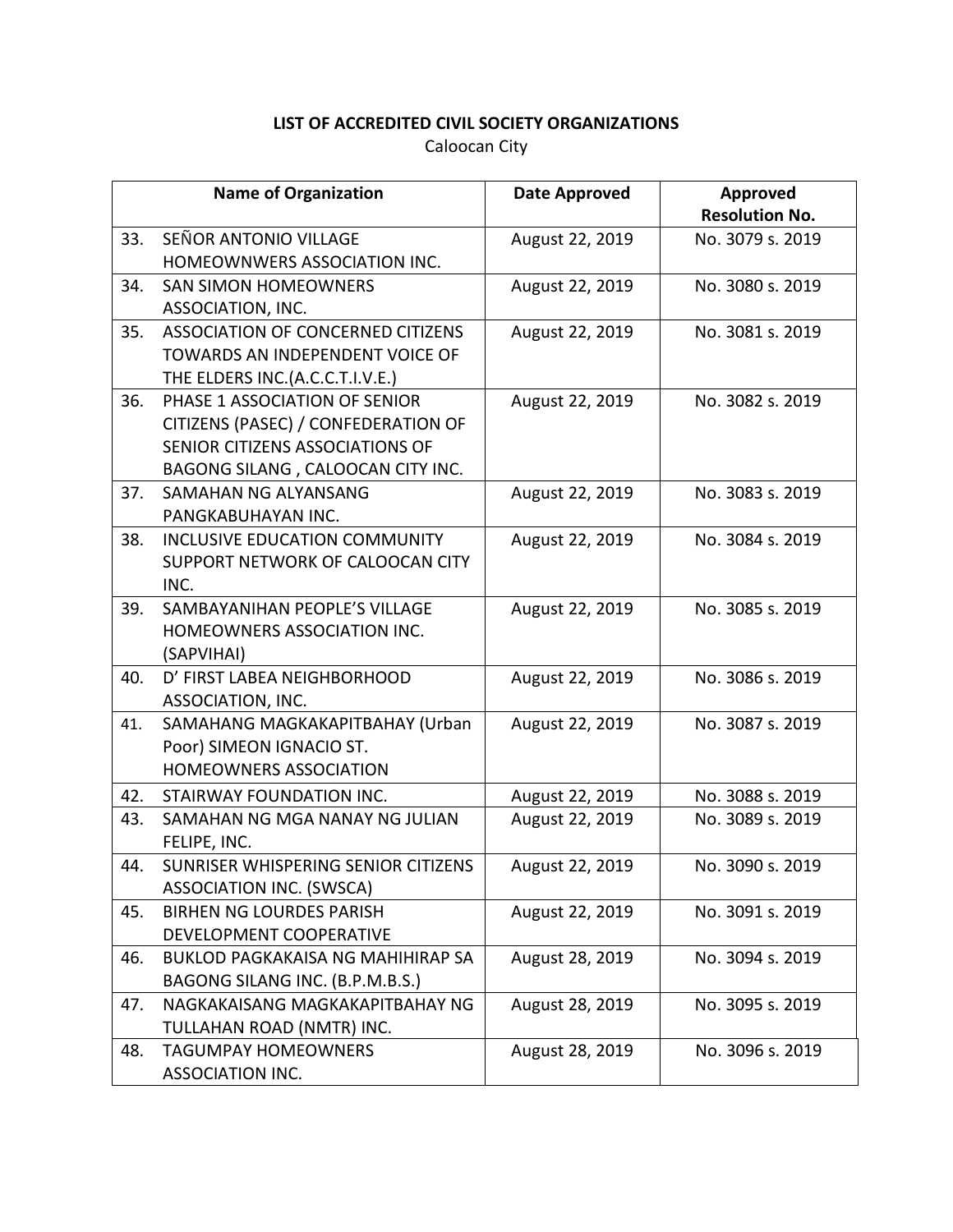**LIST OF ACCREDITED CIVIL SOCIETY ORGANIZATIONS**

Caloocan City

| Name of Organization | Date Approved | Approved Resolution No. |
|---|---|---|
| 33. SEÑOR ANTONIO VILLAGE HOMEOWNWERS ASSOCIATION INC. | August 22, 2019 | No. 3079 s. 2019 |
| 34. SAN SIMON HOMEOWNERS ASSOCIATION, INC. | August 22, 2019 | No. 3080 s. 2019 |
| 35. ASSOCIATION OF CONCERNED CITIZENS TOWARDS AN INDEPENDENT VOICE OF THE ELDERS INC.(A.C.C.T.I.V.E.) | August 22, 2019 | No. 3081 s. 2019 |
| 36. PHASE 1 ASSOCIATION OF SENIOR CITIZENS (PASEC) / CONFEDERATION OF SENIOR CITIZENS ASSOCIATIONS OF BAGONG SILANG , CALOOCAN CITY INC. | August 22, 2019 | No. 3082 s. 2019 |
| 37. SAMAHAN NG ALYANSANG PANGKABUHAYAN INC. | August 22, 2019 | No. 3083 s. 2019 |
| 38. INCLUSIVE EDUCATION COMMUNITY SUPPORT NETWORK OF CALOOCAN CITY INC. | August 22, 2019 | No. 3084 s. 2019 |
| 39. SAMBAYANIHAN PEOPLE'S VILLAGE HOMEOWNERS ASSOCIATION INC. (SAPVIHAI) | August 22, 2019 | No. 3085 s. 2019 |
| 40. D' FIRST LABEA NEIGHBORHOOD ASSOCIATION, INC. | August 22, 2019 | No. 3086 s. 2019 |
| 41. SAMAHANG MAGKAKAPITBAHAY (Urban Poor) SIMEON IGNACIO ST. HOMEOWNERS ASSOCIATION | August 22, 2019 | No. 3087 s. 2019 |
| 42. STAIRWAY FOUNDATION INC. | August 22, 2019 | No. 3088 s. 2019 |
| 43. SAMAHAN NG MGA NANAY NG JULIAN FELIPE, INC. | August 22, 2019 | No. 3089 s. 2019 |
| 44. SUNRISER WHISPERING SENIOR CITIZENS ASSOCIATION INC. (SWSCA) | August 22, 2019 | No. 3090 s. 2019 |
| 45. BIRHEN NG LOURDES PARISH DEVELOPMENT COOPERATIVE | August 22, 2019 | No. 3091 s. 2019 |
| 46. BUKLOD PAGKAKAISA NG MAHIHIRAP SA BAGONG SILANG INC. (B.P.M.B.S.) | August 28, 2019 | No. 3094 s. 2019 |
| 47. NAGKAKAISANG MAGKAKAPITBAHAY NG TULLAHAN ROAD (NMTR) INC. | August 28, 2019 | No. 3095 s. 2019 |
| 48. TAGUMPAY HOMEOWNERS ASSOCIATION INC. | August 28, 2019 | No. 3096 s. 2019 |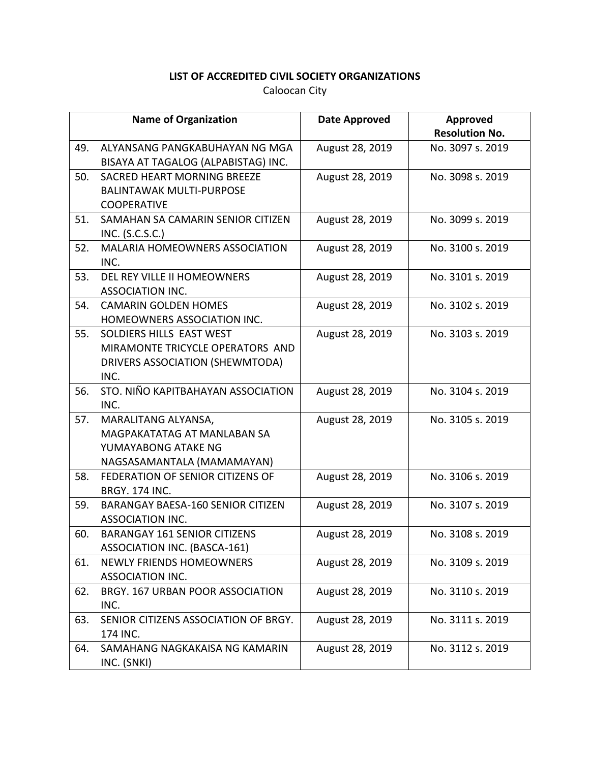**LIST OF ACCREDITED CIVIL SOCIETY ORGANIZATIONS**

Caloocan City

| Name of Organization | Date Approved | Approved Resolution No. |
|---|---|---|
| 49. ALYANSANG PANGKABUHAYAN NG MGA BISAYA AT TAGALOG (ALPABISTAG) INC. | August 28, 2019 | No. 3097 s. 2019 |
| 50. SACRED HEART MORNING BREEZE BALINTAWAK MULTI-PURPOSE COOPERATIVE | August 28, 2019 | No. 3098 s. 2019 |
| 51. SAMAHAN SA CAMARIN SENIOR CITIZEN INC. (S.C.S.C.) | August 28, 2019 | No. 3099 s. 2019 |
| 52. MALARIA HOMEOWNERS ASSOCIATION INC. | August 28, 2019 | No. 3100 s. 2019 |
| 53. DEL REY VILLE II HOMEOWNERS ASSOCIATION INC. | August 28, 2019 | No. 3101 s. 2019 |
| 54. CAMARIN GOLDEN HOMES HOMEOWNERS ASSOCIATION INC. | August 28, 2019 | No. 3102 s. 2019 |
| 55. SOLDIERS HILLS EAST WEST MIRAMONTE TRICYCLE OPERATORS AND DRIVERS ASSOCIATION (SHEWMTODA) INC. | August 28, 2019 | No. 3103 s. 2019 |
| 56. STO. NIÑO KAPITBAHAYAN ASSOCIATION INC. | August 28, 2019 | No. 3104 s. 2019 |
| 57. MARALITANG ALYANSA, MAGPAKATATAG AT MANLABAN SA YUMAYABONG ATAKE NG NAGSASAMANTALA (MAMAMAYAN) | August 28, 2019 | No. 3105 s. 2019 |
| 58. FEDERATION OF SENIOR CITIZENS OF BRGY. 174 INC. | August 28, 2019 | No. 3106 s. 2019 |
| 59. BARANGAY BAESA-160 SENIOR CITIZEN ASSOCIATION INC. | August 28, 2019 | No. 3107 s. 2019 |
| 60. BARANGAY 161 SENIOR CITIZENS ASSOCIATION INC. (BASCA-161) | August 28, 2019 | No. 3108 s. 2019 |
| 61. NEWLY FRIENDS HOMEOWNERS ASSOCIATION INC. | August 28, 2019 | No. 3109 s. 2019 |
| 62. BRGY. 167 URBAN POOR ASSOCIATION INC. | August 28, 2019 | No. 3110 s. 2019 |
| 63. SENIOR CITIZENS ASSOCIATION OF BRGY. 174 INC. | August 28, 2019 | No. 3111 s. 2019 |
| 64. SAMAHANG NAGKAKAISA NG KAMARIN INC. (SNKI) | August 28, 2019 | No. 3112 s. 2019 |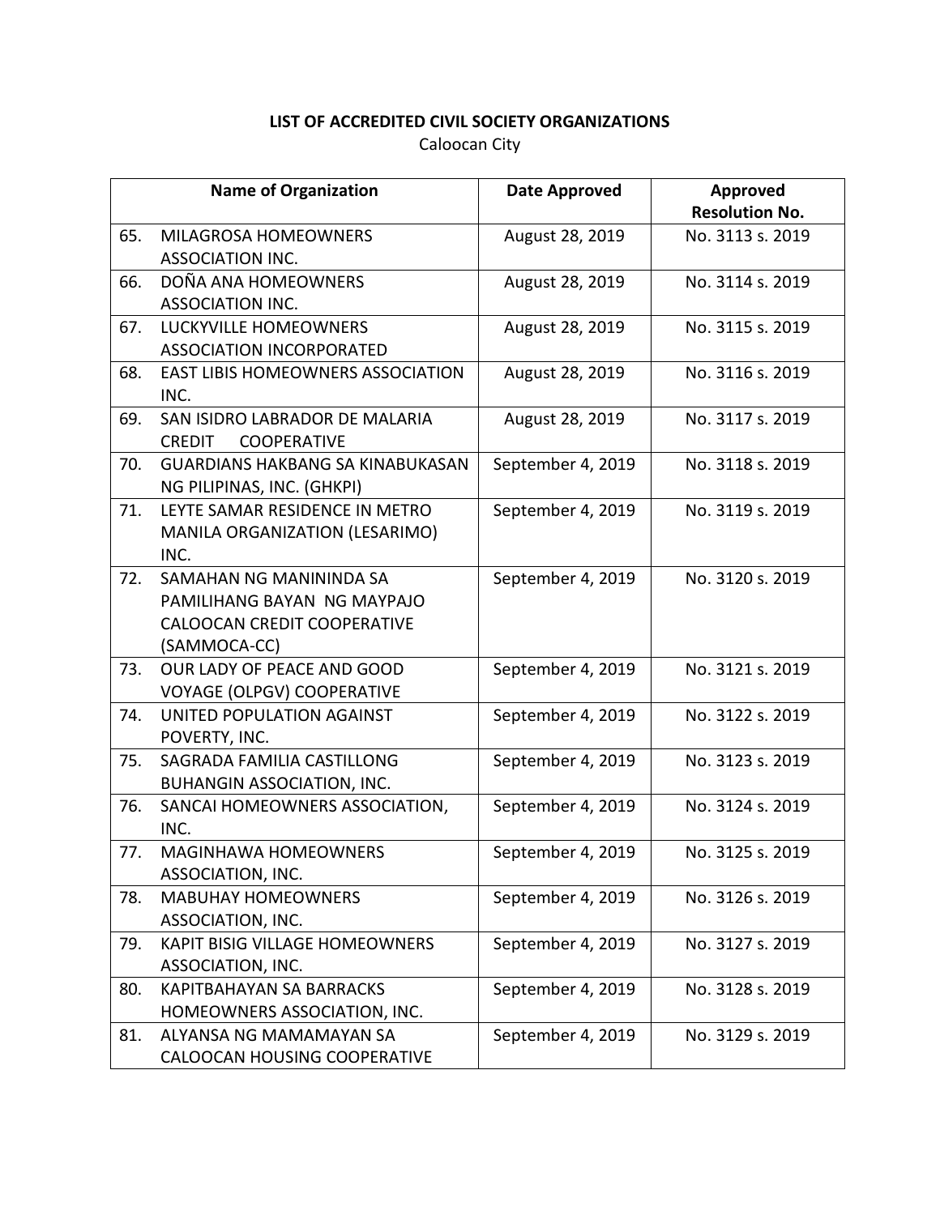**LIST OF ACCREDITED CIVIL SOCIETY ORGANIZATIONS**

Caloocan City

| Name of Organization | Date Approved | Approved Resolution No. |
|---|---|---|
| 65. MILAGROSA HOMEOWNERS ASSOCIATION INC. | August 28, 2019 | No. 3113 s. 2019 |
| 66. DOÑA ANA HOMEOWNERS ASSOCIATION INC. | August 28, 2019 | No. 3114 s. 2019 |
| 67. LUCKYVILLE HOMEOWNERS ASSOCIATION INCORPORATED | August 28, 2019 | No. 3115 s. 2019 |
| 68. EAST LIBIS HOMEOWNERS ASSOCIATION INC. | August 28, 2019 | No. 3116 s. 2019 |
| 69. SAN ISIDRO LABRADOR DE MALARIA CREDIT COOPERATIVE | August 28, 2019 | No. 3117 s. 2019 |
| 70. GUARDIANS HAKBANG SA KINABUKASAN NG PILIPINAS, INC. (GHKPI) | September 4, 2019 | No. 3118 s. 2019 |
| 71. LEYTE SAMAR RESIDENCE IN METRO MANILA ORGANIZATION (LESARIMO) INC. | September 4, 2019 | No. 3119 s. 2019 |
| 72. SAMAHAN NG MANININDA SA PAMILIHANG BAYAN NG MAYPAJO CALOOCAN CREDIT COOPERATIVE (SAMMOCA-CC) | September 4, 2019 | No. 3120 s. 2019 |
| 73. OUR LADY OF PEACE AND GOOD VOYAGE (OLPGV) COOPERATIVE | September 4, 2019 | No. 3121 s. 2019 |
| 74. UNITED POPULATION AGAINST POVERTY, INC. | September 4, 2019 | No. 3122 s. 2019 |
| 75. SAGRADA FAMILIA CASTILLONG BUHANGIN ASSOCIATION, INC. | September 4, 2019 | No. 3123 s. 2019 |
| 76. SANCAI HOMEOWNERS ASSOCIATION, INC. | September 4, 2019 | No. 3124 s. 2019 |
| 77. MAGINHAWA HOMEOWNERS ASSOCIATION, INC. | September 4, 2019 | No. 3125 s. 2019 |
| 78. MABUHAY HOMEOWNERS ASSOCIATION, INC. | September 4, 2019 | No. 3126 s. 2019 |
| 79. KAPIT BISIG VILLAGE HOMEOWNERS ASSOCIATION, INC. | September 4, 2019 | No. 3127 s. 2019 |
| 80. KAPITBAHAYAN SA BARRACKS HOMEOWNERS ASSOCIATION, INC. | September 4, 2019 | No. 3128 s. 2019 |
| 81. ALYANSA NG MAMAMAYAN SA CALOOCAN HOUSING COOPERATIVE | September 4, 2019 | No. 3129 s. 2019 |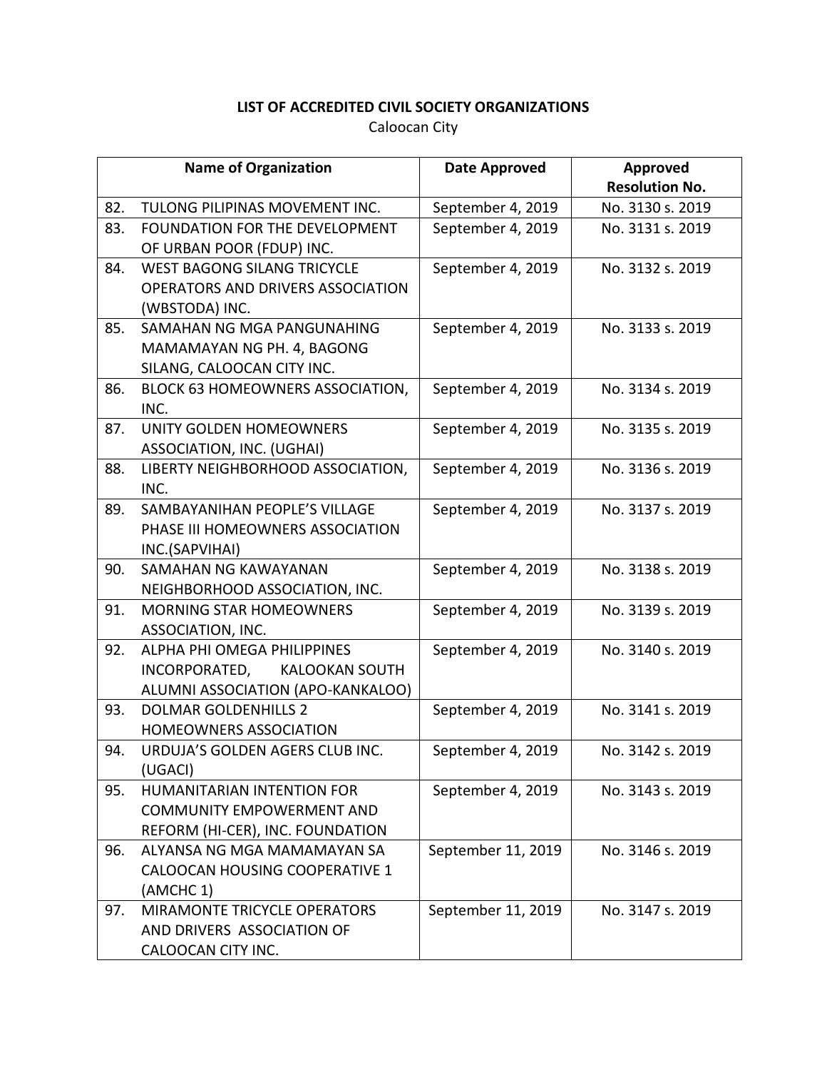**LIST OF ACCREDITED CIVIL SOCIETY ORGANIZATIONS**

Caloocan City

| Name of Organization | | Date Approved | Approved Resolution No. |
|---|---|---|---|
| 82. | TULONG PILIPINAS MOVEMENT INC. | September 4, 2019 | No. 3130 s. 2019 |
| 83. | FOUNDATION FOR THE DEVELOPMENT OF URBAN POOR (FDUP) INC. | September 4, 2019 | No. 3131 s. 2019 |
| 84. | WEST BAGONG SILANG TRICYCLE OPERATORS AND DRIVERS ASSOCIATION (WBSTODA) INC. | September 4, 2019 | No. 3132 s. 2019 |
| 85. | SAMAHAN NG MGA PANGUNAHING MAMAMAYAN NG PH. 4, BAGONG SILANG, CALOOCAN CITY INC. | September 4, 2019 | No. 3133 s. 2019 |
| 86. | BLOCK 63 HOMEOWNERS ASSOCIATION, INC. | September 4, 2019 | No. 3134 s. 2019 |
| 87. | UNITY GOLDEN HOMEOWNERS ASSOCIATION, INC. (UGHAI) | September 4, 2019 | No. 3135 s. 2019 |
| 88. | LIBERTY NEIGHBORHOOD ASSOCIATION, INC. | September 4, 2019 | No. 3136 s. 2019 |
| 89. | SAMBAYANIHAN PEOPLE'S VILLAGE PHASE III HOMEOWNERS ASSOCIATION INC.(SAPVIHAI) | September 4, 2019 | No. 3137 s. 2019 |
| 90. | SAMAHAN NG KAWAYANAN NEIGHBORHOOD ASSOCIATION, INC. | September 4, 2019 | No. 3138 s. 2019 |
| 91. | MORNING STAR HOMEOWNERS ASSOCIATION, INC. | September 4, 2019 | No. 3139 s. 2019 |
| 92. | ALPHA PHI OMEGA PHILIPPINES INCORPORATED, KALOOKAN SOUTH ALUMNI ASSOCIATION (APO-KANKALOO) | September 4, 2019 | No. 3140 s. 2019 |
| 93. | DOLMAR GOLDENHILLS 2 HOMEOWNERS ASSOCIATION | September 4, 2019 | No. 3141 s. 2019 |
| 94. | URDUJA'S GOLDEN AGERS CLUB INC. (UGACI) | September 4, 2019 | No. 3142 s. 2019 |
| 95. | HUMANITARIAN INTENTION FOR COMMUNITY EMPOWERMENT AND REFORM (HI-CER), INC. FOUNDATION | September 4, 2019 | No. 3143 s. 2019 |
| 96. | ALYANSA NG MGA MAMAMAYAN SA CALOOCAN HOUSING COOPERATIVE 1 (AMCHC 1) | September 11, 2019 | No. 3146 s. 2019 |
| 97. | MIRAMONTE TRICYCLE OPERATORS AND DRIVERS ASSOCIATION OF CALOOCAN CITY INC. | September 11, 2019 | No. 3147 s. 2019 |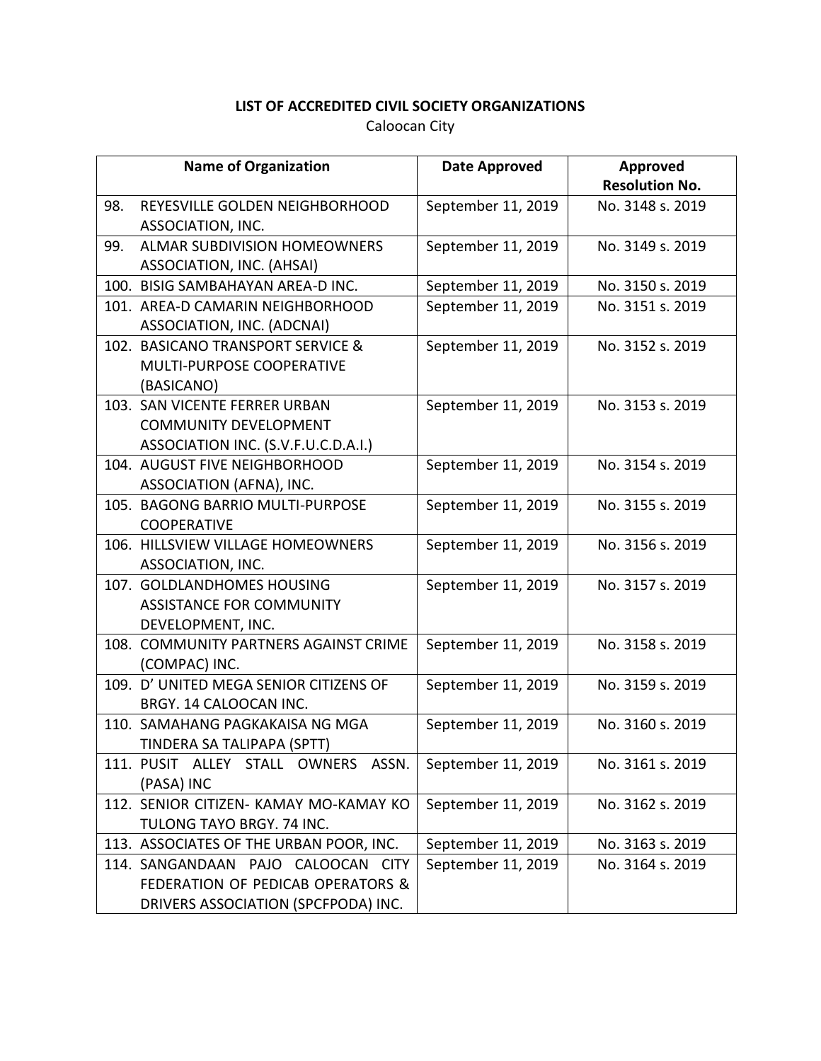**LIST OF ACCREDITED CIVIL SOCIETY ORGANIZATIONS**

Caloocan City

| Name of Organization | Date Approved | Approved Resolution No. |
|---|---|---|
| 98. REYESVILLE GOLDEN NEIGHBORHOOD ASSOCIATION, INC. | September 11, 2019 | No. 3148 s. 2019 |
| 99. ALMAR SUBDIVISION HOMEOWNERS ASSOCIATION, INC. (AHSAI) | September 11, 2019 | No. 3149 s. 2019 |
| 100. BISIG SAMBAHAYAN AREA-D INC. | September 11, 2019 | No. 3150 s. 2019 |
| 101. AREA-D CAMARIN NEIGHBORHOOD ASSOCIATION, INC. (ADCNAI) | September 11, 2019 | No. 3151 s. 2019 |
| 102. BASICANO TRANSPORT SERVICE & MULTI-PURPOSE COOPERATIVE (BASICANO) | September 11, 2019 | No. 3152 s. 2019 |
| 103. SAN VICENTE FERRER URBAN COMMUNITY DEVELOPMENT ASSOCIATION INC. (S.V.F.U.C.D.A.I.) | September 11, 2019 | No. 3153 s. 2019 |
| 104. AUGUST FIVE NEIGHBORHOOD ASSOCIATION (AFNA), INC. | September 11, 2019 | No. 3154 s. 2019 |
| 105. BAGONG BARRIO MULTI-PURPOSE COOPERATIVE | September 11, 2019 | No. 3155 s. 2019 |
| 106. HILLSVIEW VILLAGE HOMEOWNERS ASSOCIATION, INC. | September 11, 2019 | No. 3156 s. 2019 |
| 107. GOLDLANDHOMES HOUSING ASSISTANCE FOR COMMUNITY DEVELOPMENT, INC. | September 11, 2019 | No. 3157 s. 2019 |
| 108. COMMUNITY PARTNERS AGAINST CRIME (COMPAC) INC. | September 11, 2019 | No. 3158 s. 2019 |
| 109. D' UNITED MEGA SENIOR CITIZENS OF BRGY. 14 CALOOCAN INC. | September 11, 2019 | No. 3159 s. 2019 |
| 110. SAMAHANG PAGKAKAISA NG MGA TINDERA SA TALIPAPA (SPTT) | September 11, 2019 | No. 3160 s. 2019 |
| 111. PUSIT ALLEY STALL OWNERS ASSN. (PASA) INC | September 11, 2019 | No. 3161 s. 2019 |
| 112. SENIOR CITIZEN- KAMAY MO-KAMAY KO TULONG TAYO BRGY. 74 INC. | September 11, 2019 | No. 3162 s. 2019 |
| 113. ASSOCIATES OF THE URBAN POOR, INC. | September 11, 2019 | No. 3163 s. 2019 |
| 114. SANGANDAAN PAJO CALOOCAN CITY FEDERATION OF PEDICAB OPERATORS & DRIVERS ASSOCIATION (SPCFPODA) INC. | September 11, 2019 | No. 3164 s. 2019 |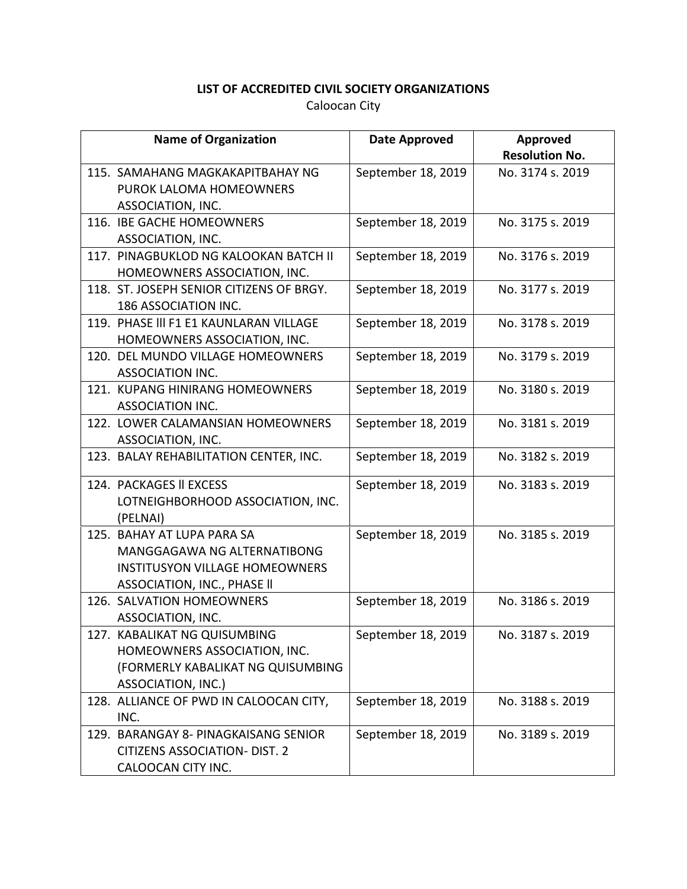**LIST OF ACCREDITED CIVIL SOCIETY ORGANIZATIONS**

Caloocan City

| Name of Organization | Date Approved | Approved Resolution No. |
|---|---|---|
| 115. SAMAHANG MAGKAKAPITBAHAY NG PUROK LALOMA HOMEOWNERS ASSOCIATION, INC. | September 18, 2019 | No. 3174 s. 2019 |
| 116. IBE GACHE HOMEOWNERS ASSOCIATION, INC. | September 18, 2019 | No. 3175 s. 2019 |
| 117. PINAGBUKLOD NG KALOOKAN BATCH II HOMEOWNERS ASSOCIATION, INC. | September 18, 2019 | No. 3176 s. 2019 |
| 118. ST. JOSEPH SENIOR CITIZENS OF BRGY. 186 ASSOCIATION INC. | September 18, 2019 | No. 3177 s. 2019 |
| 119. PHASE lll F1 E1 KAUNLARAN VILLAGE HOMEOWNERS ASSOCIATION, INC. | September 18, 2019 | No. 3178 s. 2019 |
| 120. DEL MUNDO VILLAGE HOMEOWNERS ASSOCIATION INC. | September 18, 2019 | No. 3179 s. 2019 |
| 121. KUPANG HINIRANG HOMEOWNERS ASSOCIATION INC. | September 18, 2019 | No. 3180 s. 2019 |
| 122. LOWER CALAMANSIAN HOMEOWNERS ASSOCIATION, INC. | September 18, 2019 | No. 3181 s. 2019 |
| 123. BALAY REHABILITATION CENTER, INC. | September 18, 2019 | No. 3182 s. 2019 |
| 124. PACKAGES ll EXCESS LOTNEIGHBORHOOD ASSOCIATION, INC. (PELNAI) | September 18, 2019 | No. 3183 s. 2019 |
| 125. BAHAY AT LUPA PARA SA MANGGAGAWA NG ALTERNATIBONG INSTITUSYON VILLAGE HOMEOWNERS ASSOCIATION, INC., PHASE ll | September 18, 2019 | No. 3185 s. 2019 |
| 126. SALVATION HOMEOWNERS ASSOCIATION, INC. | September 18, 2019 | No. 3186 s. 2019 |
| 127. KABALIKAT NG QUISUMBING HOMEOWNERS ASSOCIATION, INC. (FORMERLY KABALIKAT NG QUISUMBING ASSOCIATION, INC.) | September 18, 2019 | No. 3187 s. 2019 |
| 128. ALLIANCE OF PWD IN CALOOCAN CITY, INC. | September 18, 2019 | No. 3188 s. 2019 |
| 129. BARANGAY 8- PINAGKAISANG SENIOR CITIZENS ASSOCIATION- DIST. 2 CALOOCAN CITY INC. | September 18, 2019 | No. 3189 s. 2019 |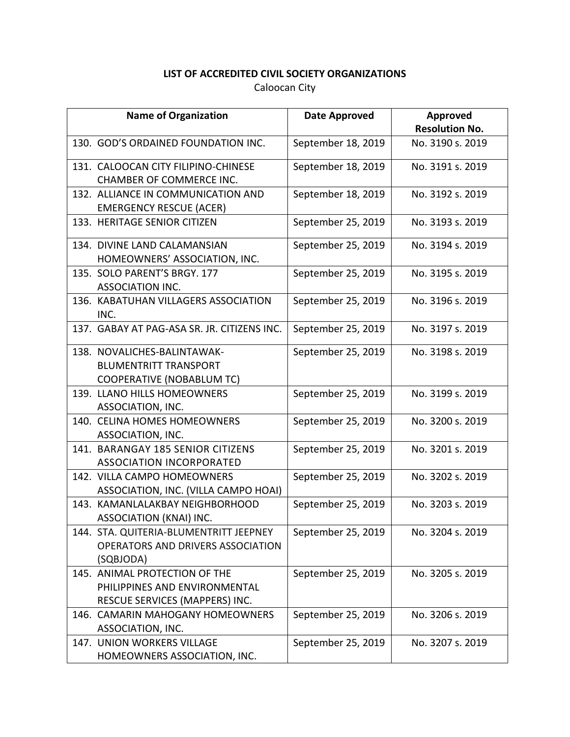**LIST OF ACCREDITED CIVIL SOCIETY ORGANIZATIONS**

Caloocan City

| Name of Organization | Date Approved | Approved Resolution No. |
|---|---|---|
| 130. GOD'S ORDAINED FOUNDATION INC. | September 18, 2019 | No. 3190 s. 2019 |
| 131. CALOOCAN CITY FILIPINO-CHINESE CHAMBER OF COMMERCE INC. | September 18, 2019 | No. 3191 s. 2019 |
| 132. ALLIANCE IN COMMUNICATION AND EMERGENCY RESCUE (ACER) | September 18, 2019 | No. 3192 s. 2019 |
| 133. HERITAGE SENIOR CITIZEN | September 25, 2019 | No. 3193 s. 2019 |
| 134. DIVINE LAND CALAMANSIAN HOMEOWNERS' ASSOCIATION, INC. | September 25, 2019 | No. 3194 s. 2019 |
| 135. SOLO PARENT'S BRGY. 177 ASSOCIATION INC. | September 25, 2019 | No. 3195 s. 2019 |
| 136. KABATUHAN VILLAGERS ASSOCIATION INC. | September 25, 2019 | No. 3196 s. 2019 |
| 137. GABAY AT PAG-ASA SR. JR. CITIZENS INC. | September 25, 2019 | No. 3197 s. 2019 |
| 138. NOVALICHES-BALINTAWAK-BLUMENTRITT TRANSPORT COOPERATIVE (NOBABLUM TC) | September 25, 2019 | No. 3198 s. 2019 |
| 139. LLANO HILLS HOMEOWNERS ASSOCIATION, INC. | September 25, 2019 | No. 3199 s. 2019 |
| 140. CELINA HOMES HOMEOWNERS ASSOCIATION, INC. | September 25, 2019 | No. 3200 s. 2019 |
| 141. BARANGAY 185 SENIOR CITIZENS ASSOCIATION INCORPORATED | September 25, 2019 | No. 3201 s. 2019 |
| 142. VILLA CAMPO HOMEOWNERS ASSOCIATION, INC. (VILLA CAMPO HOAI) | September 25, 2019 | No. 3202 s. 2019 |
| 143. KAMANLALAKBAY NEIGHBORHOOD ASSOCIATION (KNAI) INC. | September 25, 2019 | No. 3203 s. 2019 |
| 144. STA. QUITERIA-BLUMENTRITT JEEPNEY OPERATORS AND DRIVERS ASSOCIATION (SQBJODA) | September 25, 2019 | No. 3204 s. 2019 |
| 145. ANIMAL PROTECTION OF THE PHILIPPINES AND ENVIRONMENTAL RESCUE SERVICES (MAPPERS) INC. | September 25, 2019 | No. 3205 s. 2019 |
| 146. CAMARIN MAHOGANY HOMEOWNERS ASSOCIATION, INC. | September 25, 2019 | No. 3206 s. 2019 |
| 147. UNION WORKERS VILLAGE HOMEOWNERS ASSOCIATION, INC. | September 25, 2019 | No. 3207 s. 2019 |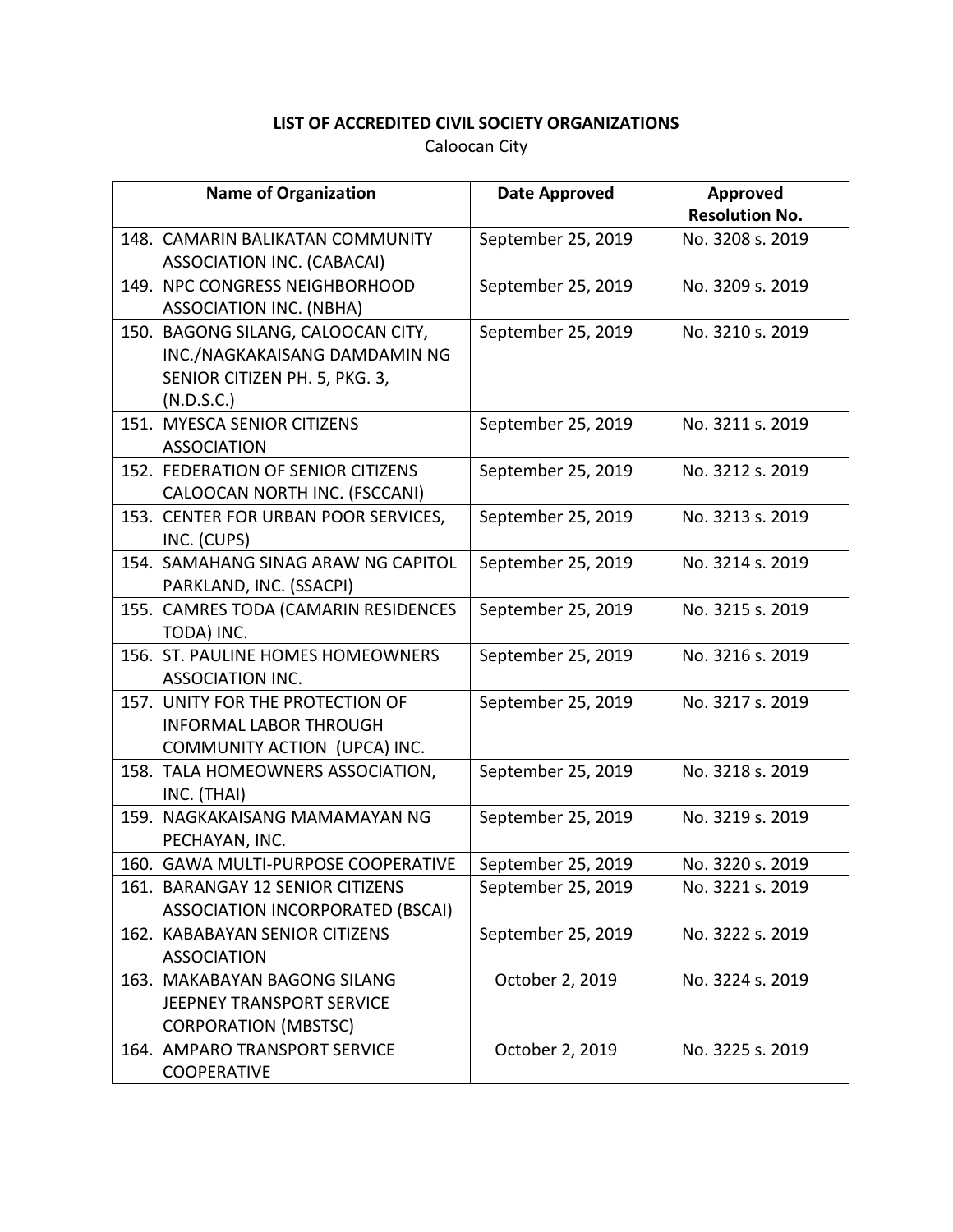**LIST OF ACCREDITED CIVIL SOCIETY ORGANIZATIONS**

Caloocan City

| Name of Organization | Date Approved | Approved Resolution No. |
|---|---|---|
| 148. CAMARIN BALIKATAN COMMUNITY ASSOCIATION INC. (CABACAI) | September 25, 2019 | No. 3208 s. 2019 |
| 149. NPC CONGRESS NEIGHBORHOOD ASSOCIATION INC. (NBHA) | September 25, 2019 | No. 3209 s. 2019 |
| 150. BAGONG SILANG, CALOOCAN CITY, INC./NAGKAKAISANG DAMDAMIN NG SENIOR CITIZEN PH. 5, PKG. 3, (N.D.S.C.) | September 25, 2019 | No. 3210 s. 2019 |
| 151. MYESCA SENIOR CITIZENS ASSOCIATION | September 25, 2019 | No. 3211 s. 2019 |
| 152. FEDERATION OF SENIOR CITIZENS CALOOCAN NORTH INC. (FSCCANI) | September 25, 2019 | No. 3212 s. 2019 |
| 153. CENTER FOR URBAN POOR SERVICES, INC. (CUPS) | September 25, 2019 | No. 3213 s. 2019 |
| 154. SAMAHANG SINAG ARAW NG CAPITOL PARKLAND, INC. (SSACPI) | September 25, 2019 | No. 3214 s. 2019 |
| 155. CAMRES TODA (CAMARIN RESIDENCES TODA) INC. | September 25, 2019 | No. 3215 s. 2019 |
| 156. ST. PAULINE HOMES HOMEOWNERS ASSOCIATION INC. | September 25, 2019 | No. 3216 s. 2019 |
| 157. UNITY FOR THE PROTECTION OF INFORMAL LABOR THROUGH COMMUNITY ACTION (UPCA) INC. | September 25, 2019 | No. 3217 s. 2019 |
| 158. TALA HOMEOWNERS ASSOCIATION, INC. (THAI) | September 25, 2019 | No. 3218 s. 2019 |
| 159. NAGKAKAISANG MAMAMAYAN NG PECHAYAN, INC. | September 25, 2019 | No. 3219 s. 2019 |
| 160. GAWA MULTI-PURPOSE COOPERATIVE | September 25, 2019 | No. 3220 s. 2019 |
| 161. BARANGAY 12 SENIOR CITIZENS ASSOCIATION INCORPORATED (BSCAI) | September 25, 2019 | No. 3221 s. 2019 |
| 162. KABABAYAN SENIOR CITIZENS ASSOCIATION | September 25, 2019 | No. 3222 s. 2019 |
| 163. MAKABAYAN BAGONG SILANG JEEPNEY TRANSPORT SERVICE CORPORATION (MBSTSC) | October 2, 2019 | No. 3224 s. 2019 |
| 164. AMPARO TRANSPORT SERVICE COOPERATIVE | October 2, 2019 | No. 3225 s. 2019 |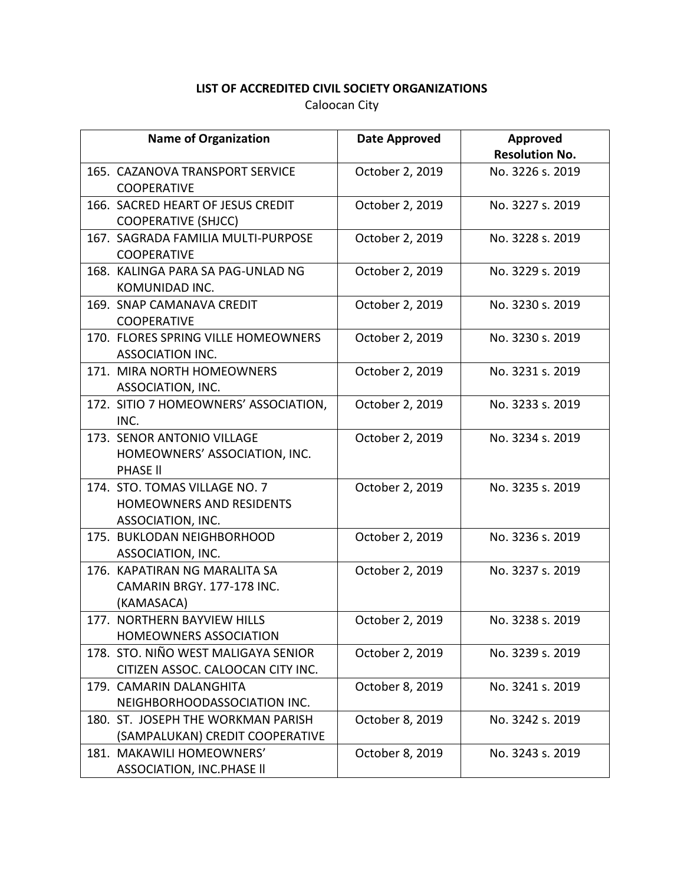**LIST OF ACCREDITED CIVIL SOCIETY ORGANIZATIONS**

Caloocan City

| Name of Organization | Date Approved | Approved Resolution No. |
|---|---|---|
| 165. CAZANOVA TRANSPORT SERVICE COOPERATIVE | October 2, 2019 | No. 3226 s. 2019 |
| 166. SACRED HEART OF JESUS CREDIT COOPERATIVE (SHJCC) | October 2, 2019 | No. 3227 s. 2019 |
| 167. SAGRADA FAMILIA MULTI-PURPOSE COOPERATIVE | October 2, 2019 | No. 3228 s. 2019 |
| 168. KALINGA PARA SA PAG-UNLAD NG KOMUNIDAD INC. | October 2, 2019 | No. 3229 s. 2019 |
| 169. SNAP CAMANAVA CREDIT COOPERATIVE | October 2, 2019 | No. 3230 s. 2019 |
| 170. FLORES SPRING VILLE HOMEOWNERS ASSOCIATION INC. | October 2, 2019 | No. 3230 s. 2019 |
| 171. MIRA NORTH HOMEOWNERS ASSOCIATION, INC. | October 2, 2019 | No. 3231 s. 2019 |
| 172. SITIO 7 HOMEOWNERS' ASSOCIATION, INC. | October 2, 2019 | No. 3233 s. 2019 |
| 173. SENOR ANTONIO VILLAGE HOMEOWNERS' ASSOCIATION, INC. PHASE ll | October 2, 2019 | No. 3234 s. 2019 |
| 174. STO. TOMAS VILLAGE NO. 7 HOMEOWNERS AND RESIDENTS ASSOCIATION, INC. | October 2, 2019 | No. 3235 s. 2019 |
| 175. BUKLODAN NEIGHBORHOOD ASSOCIATION, INC. | October 2, 2019 | No. 3236 s. 2019 |
| 176. KAPATIRAN NG MARALITA SA CAMARIN BRGY. 177-178 INC. (KAMASACA) | October 2, 2019 | No. 3237 s. 2019 |
| 177. NORTHERN BAYVIEW HILLS HOMEOWNERS ASSOCIATION | October 2, 2019 | No. 3238 s. 2019 |
| 178. STO. NIÑO WEST MALIGAYA SENIOR CITIZEN ASSOC. CALOOCAN CITY INC. | October 2, 2019 | No. 3239 s. 2019 |
| 179. CAMARIN DALANGHITA NEIGHBORHOODASSOCIATION INC. | October 8, 2019 | No. 3241 s. 2019 |
| 180. ST. JOSEPH THE WORKMAN PARISH (SAMPALUKAN) CREDIT COOPERATIVE | October 8, 2019 | No. 3242 s. 2019 |
| 181. MAKAWILI HOMEOWNERS' ASSOCIATION, INC.PHASE ll | October 8, 2019 | No. 3243 s. 2019 |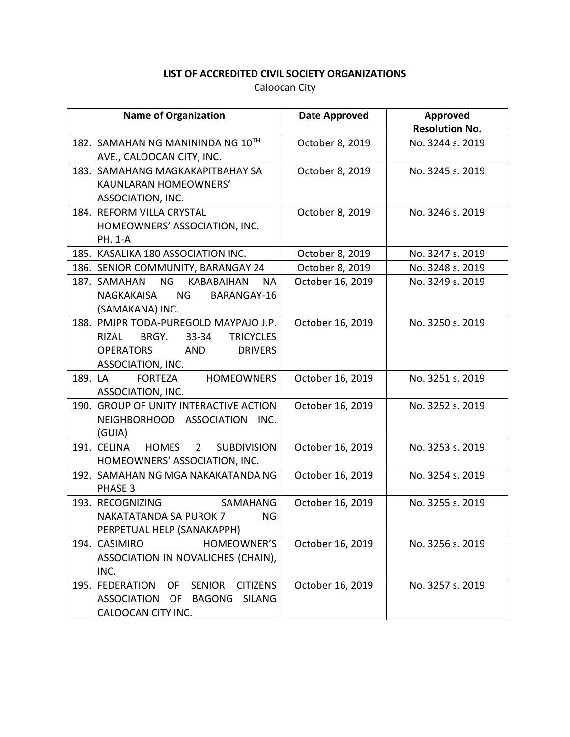**LIST OF ACCREDITED CIVIL SOCIETY ORGANIZATIONS**

Caloocan City

| Name of Organization | Date Approved | Approved Resolution No. |
|---|---|---|
| 182. SAMAHAN NG MANININDA NG 10TH AVE., CALOOCAN CITY, INC. | October 8, 2019 | No. 3244 s. 2019 |
| 183. SAMAHANG MAGKAKAPITBAHAY SA KAUNLARAN HOMEOWNERS' ASSOCIATION, INC. | October 8, 2019 | No. 3245 s. 2019 |
| 184. REFORM VILLA CRYSTAL HOMEOWNERS' ASSOCIATION, INC. PH. 1-A | October 8, 2019 | No. 3246 s. 2019 |
| 185. KASALIKA 180 ASSOCIATION INC. | October 8, 2019 | No. 3247 s. 2019 |
| 186. SENIOR COMMUNITY, BARANGAY 24 | October 8, 2019 | No. 3248 s. 2019 |
| 187. SAMAHAN NG KABABAIHAN NA NAGKAKAISA NG BARANGAY-16 (SAMAKANA) INC. | October 16, 2019 | No. 3249 s. 2019 |
| 188. PMJPR TODA-PUREGOLD MAYPAJO J.P. RIZAL BRGY. 33-34 TRICYCLES OPERATORS AND DRIVERS ASSOCIATION, INC. | October 16, 2019 | No. 3250 s. 2019 |
| 189. LA FORTEZA HOMEOWNERS ASSOCIATION, INC. | October 16, 2019 | No. 3251 s. 2019 |
| 190. GROUP OF UNITY INTERACTIVE ACTION NEIGHBORHOOD ASSOCIATION INC. (GUIA) | October 16, 2019 | No. 3252 s. 2019 |
| 191. CELINA HOMES 2 SUBDIVISION HOMEOWNERS' ASSOCIATION, INC. | October 16, 2019 | No. 3253 s. 2019 |
| 192. SAMAHAN NG MGA NAKAKATANDA NG PHASE 3 | October 16, 2019 | No. 3254 s. 2019 |
| 193. RECOGNIZING SAMAHANG NAKATATANDA SA PUROK 7 NG PERPETUAL HELP (SANAKAPPH) | October 16, 2019 | No. 3255 s. 2019 |
| 194. CASIMIRO HOMEOWNER'S ASSOCIATION IN NOVALICHES (CHAIN), INC. | October 16, 2019 | No. 3256 s. 2019 |
| 195. FEDERATION OF SENIOR CITIZENS ASSOCIATION OF BAGONG SILANG CALOOCAN CITY INC. | October 16, 2019 | No. 3257 s. 2019 |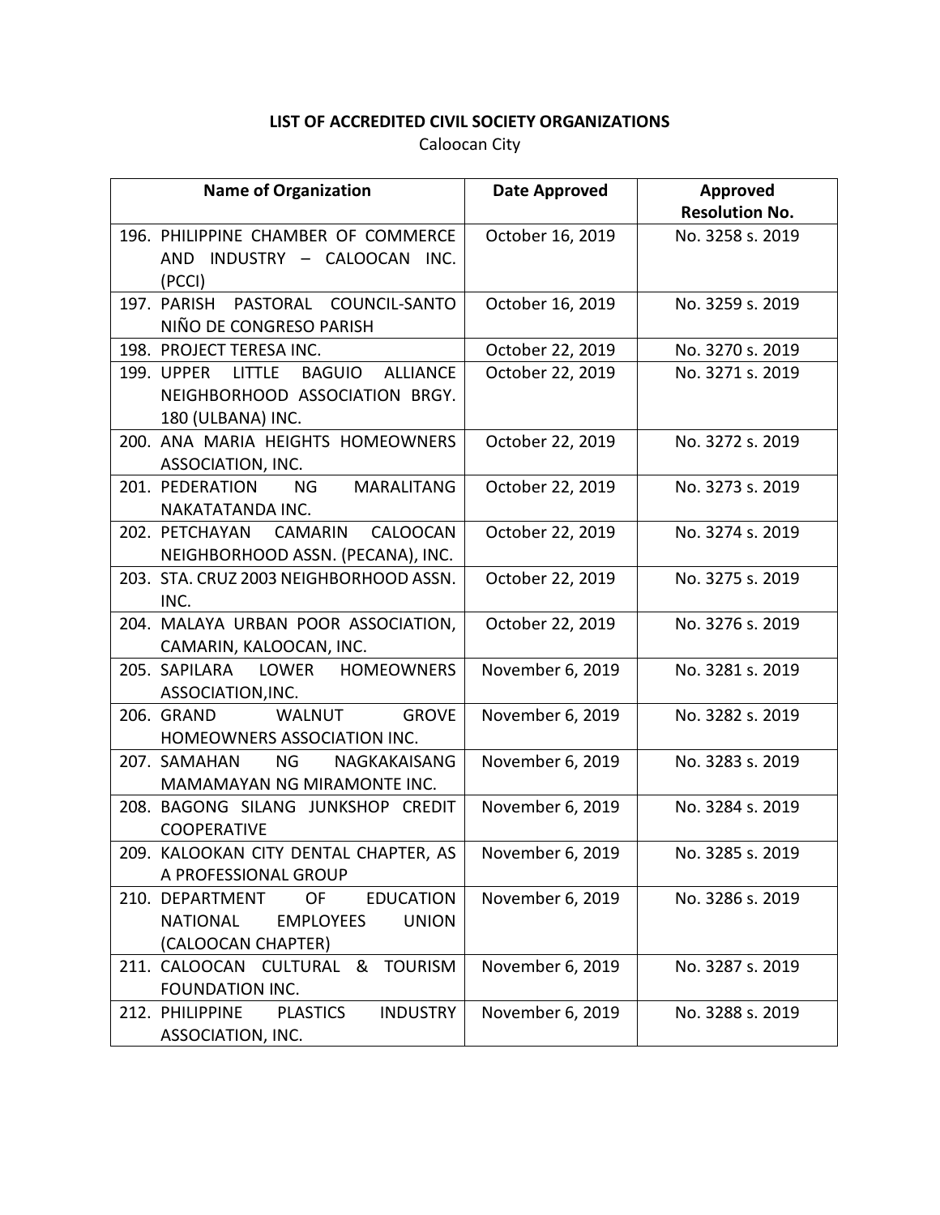**LIST OF ACCREDITED CIVIL SOCIETY ORGANIZATIONS**

Caloocan City

| Name of Organization | Date Approved | Approved Resolution No. |
|---|---|---|
| 196. PHILIPPINE CHAMBER OF COMMERCE AND INDUSTRY – CALOOCAN INC. (PCCI) | October 16, 2019 | No. 3258 s. 2019 |
| 197. PARISH PASTORAL COUNCIL-SANTO NIÑO DE CONGRESO PARISH | October 16, 2019 | No. 3259 s. 2019 |
| 198. PROJECT TERESA INC. | October 22, 2019 | No. 3270 s. 2019 |
| 199. UPPER LITTLE BAGUIO ALLIANCE NEIGHBORHOOD ASSOCIATION BRGY. 180 (ULBANA) INC. | October 22, 2019 | No. 3271 s. 2019 |
| 200. ANA MARIA HEIGHTS HOMEOWNERS ASSOCIATION, INC. | October 22, 2019 | No. 3272 s. 2019 |
| 201. PEDERATION NG MARALITANG NAKATATANDA INC. | October 22, 2019 | No. 3273 s. 2019 |
| 202. PETCHAYAN CAMARIN CALOOCAN NEIGHBORHOOD ASSN. (PECANA), INC. | October 22, 2019 | No. 3274 s. 2019 |
| 203. STA. CRUZ 2003 NEIGHBORHOOD ASSN. INC. | October 22, 2019 | No. 3275 s. 2019 |
| 204. MALAYA URBAN POOR ASSOCIATION, CAMARIN, KALOOCAN, INC. | October 22, 2019 | No. 3276 s. 2019 |
| 205. SAPILARA LOWER HOMEOWNERS ASSOCIATION,INC. | November 6, 2019 | No. 3281 s. 2019 |
| 206. GRAND WALNUT GROVE HOMEOWNERS ASSOCIATION INC. | November 6, 2019 | No. 3282 s. 2019 |
| 207. SAMAHAN NG NAGKAKAISANG MAMAMAYAN NG MIRAMONTE INC. | November 6, 2019 | No. 3283 s. 2019 |
| 208. BAGONG SILANG JUNKSHOP CREDIT COOPERATIVE | November 6, 2019 | No. 3284 s. 2019 |
| 209. KALOOKAN CITY DENTAL CHAPTER, AS A PROFESSIONAL GROUP | November 6, 2019 | No. 3285 s. 2019 |
| 210. DEPARTMENT OF EDUCATION NATIONAL EMPLOYEES UNION (CALOOCAN CHAPTER) | November 6, 2019 | No. 3286 s. 2019 |
| 211. CALOOCAN CULTURAL & TOURISM FOUNDATION INC. | November 6, 2019 | No. 3287 s. 2019 |
| 212. PHILIPPINE PLASTICS INDUSTRY ASSOCIATION, INC. | November 6, 2019 | No. 3288 s. 2019 |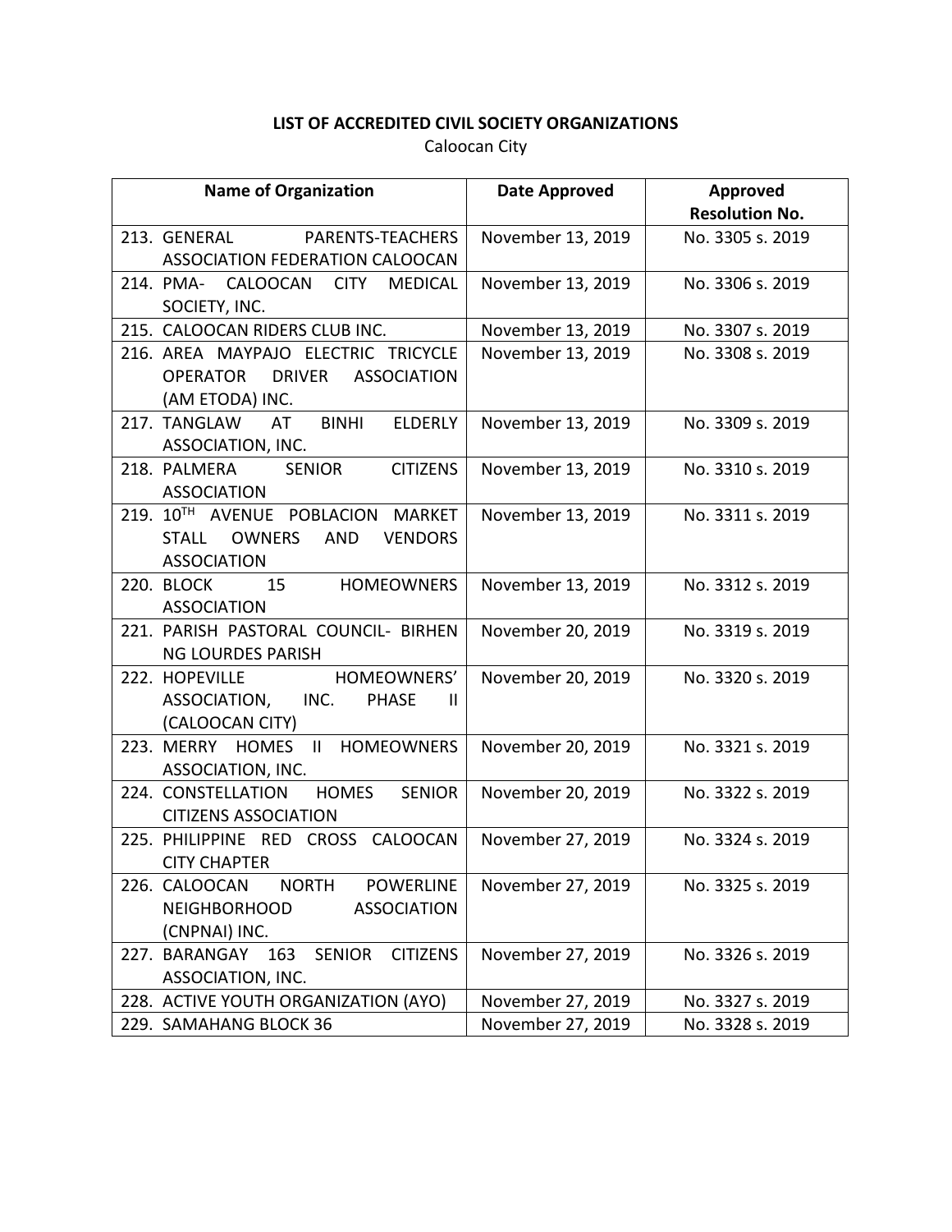**LIST OF ACCREDITED CIVIL SOCIETY ORGANIZATIONS**

Caloocan City

| Name of Organization | Date Approved | Approved Resolution No. |
|---|---|---|
| 213. GENERAL PARENTS-TEACHERS ASSOCIATION FEDERATION CALOOCAN | November 13, 2019 | No. 3305 s. 2019 |
| 214. PMA- CALOOCAN CITY MEDICAL SOCIETY, INC. | November 13, 2019 | No. 3306 s. 2019 |
| 215. CALOOCAN RIDERS CLUB INC. | November 13, 2019 | No. 3307 s. 2019 |
| 216. AREA MAYPAJO ELECTRIC TRICYCLE OPERATOR DRIVER ASSOCIATION (AM ETODA) INC. | November 13, 2019 | No. 3308 s. 2019 |
| 217. TANGLAW AT BINHI ELDERLY ASSOCIATION, INC. | November 13, 2019 | No. 3309 s. 2019 |
| 218. PALMERA SENIOR CITIZENS ASSOCIATION | November 13, 2019 | No. 3310 s. 2019 |
| 219. 10TH AVENUE POBLACION MARKET STALL OWNERS AND VENDORS ASSOCIATION | November 13, 2019 | No. 3311 s. 2019 |
| 220. BLOCK 15 HOMEOWNERS ASSOCIATION | November 13, 2019 | No. 3312 s. 2019 |
| 221. PARISH PASTORAL COUNCIL- BIRHEN NG LOURDES PARISH | November 20, 2019 | No. 3319 s. 2019 |
| 222. HOPEVILLE HOMEOWNERS' ASSOCIATION, INC. PHASE II (CALOOCAN CITY) | November 20, 2019 | No. 3320 s. 2019 |
| 223. MERRY HOMES II HOMEOWNERS ASSOCIATION, INC. | November 20, 2019 | No. 3321 s. 2019 |
| 224. CONSTELLATION HOMES SENIOR CITIZENS ASSOCIATION | November 20, 2019 | No. 3322 s. 2019 |
| 225. PHILIPPINE RED CROSS CALOOCAN CITY CHAPTER | November 27, 2019 | No. 3324 s. 2019 |
| 226. CALOOCAN NORTH POWERLINE NEIGHBORHOOD ASSOCIATION (CNPNAI) INC. | November 27, 2019 | No. 3325 s. 2019 |
| 227. BARANGAY 163 SENIOR CITIZENS ASSOCIATION, INC. | November 27, 2019 | No. 3326 s. 2019 |
| 228. ACTIVE YOUTH ORGANIZATION (AYO) | November 27, 2019 | No. 3327 s. 2019 |
| 229. SAMAHANG BLOCK 36 | November 27, 2019 | No. 3328 s. 2019 |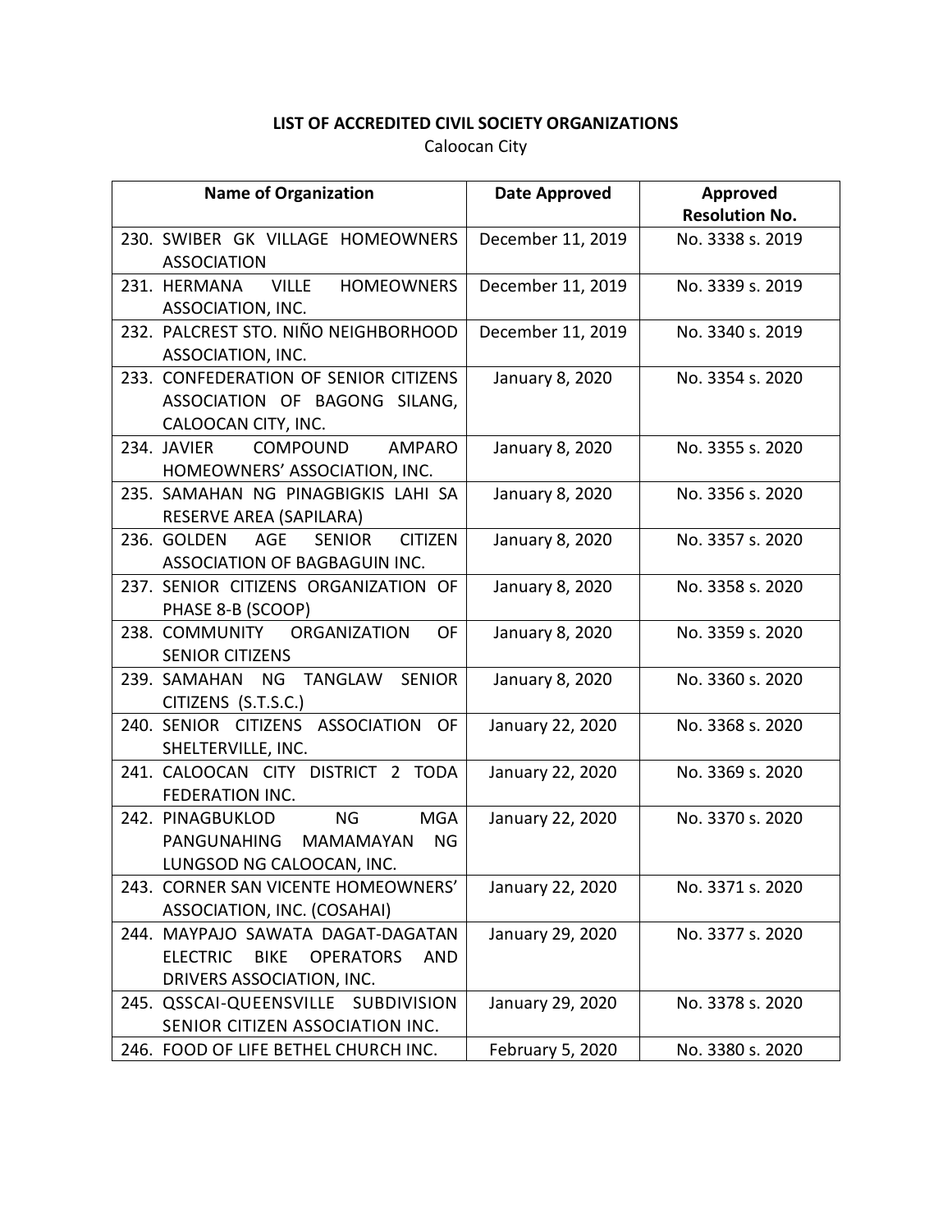**LIST OF ACCREDITED CIVIL SOCIETY ORGANIZATIONS**

Caloocan City

| Name of Organization | Date Approved | Approved Resolution No. |
|---|---|---|
| 230. SWIBER GK VILLAGE HOMEOWNERS ASSOCIATION | December 11, 2019 | No. 3338 s. 2019 |
| 231. HERMANA VILLE HOMEOWNERS ASSOCIATION, INC. | December 11, 2019 | No. 3339 s. 2019 |
| 232. PALCREST STO. NIÑO NEIGHBORHOOD ASSOCIATION, INC. | December 11, 2019 | No. 3340 s. 2019 |
| 233. CONFEDERATION OF SENIOR CITIZENS ASSOCIATION OF BAGONG SILANG, CALOOCAN CITY, INC. | January 8, 2020 | No. 3354 s. 2020 |
| 234. JAVIER COMPOUND AMPARO HOMEOWNERS' ASSOCIATION, INC. | January 8, 2020 | No. 3355 s. 2020 |
| 235. SAMAHAN NG PINAGBIGKIS LAHI SA RESERVE AREA (SAPILARA) | January 8, 2020 | No. 3356 s. 2020 |
| 236. GOLDEN AGE SENIOR CITIZEN ASSOCIATION OF BAGBAGUIN INC. | January 8, 2020 | No. 3357 s. 2020 |
| 237. SENIOR CITIZENS ORGANIZATION OF PHASE 8-B (SCOOP) | January 8, 2020 | No. 3358 s. 2020 |
| 238. COMMUNITY ORGANIZATION OF SENIOR CITIZENS | January 8, 2020 | No. 3359 s. 2020 |
| 239. SAMAHAN NG TANGLAW SENIOR CITIZENS (S.T.S.C.) | January 8, 2020 | No. 3360 s. 2020 |
| 240. SENIOR CITIZENS ASSOCIATION OF SHELTERVILLE, INC. | January 22, 2020 | No. 3368 s. 2020 |
| 241. CALOOCAN CITY DISTRICT 2 TODA FEDERATION INC. | January 22, 2020 | No. 3369 s. 2020 |
| 242. PINAGBUKLOD NG MGA PANGUNAHING MAMAMAYAN NG LUNGSOD NG CALOOCAN, INC. | January 22, 2020 | No. 3370 s. 2020 |
| 243. CORNER SAN VICENTE HOMEOWNERS' ASSOCIATION, INC. (COSAHAI) | January 22, 2020 | No. 3371 s. 2020 |
| 244. MAYPAJO SAWATA DAGAT-DAGATAN ELECTRIC BIKE OPERATORS AND DRIVERS ASSOCIATION, INC. | January 29, 2020 | No. 3377 s. 2020 |
| 245. QSSCAI-QUEENSVILLE SUBDIVISION SENIOR CITIZEN ASSOCIATION INC. | January 29, 2020 | No. 3378 s. 2020 |
| 246. FOOD OF LIFE BETHEL CHURCH INC. | February 5, 2020 | No. 3380 s. 2020 |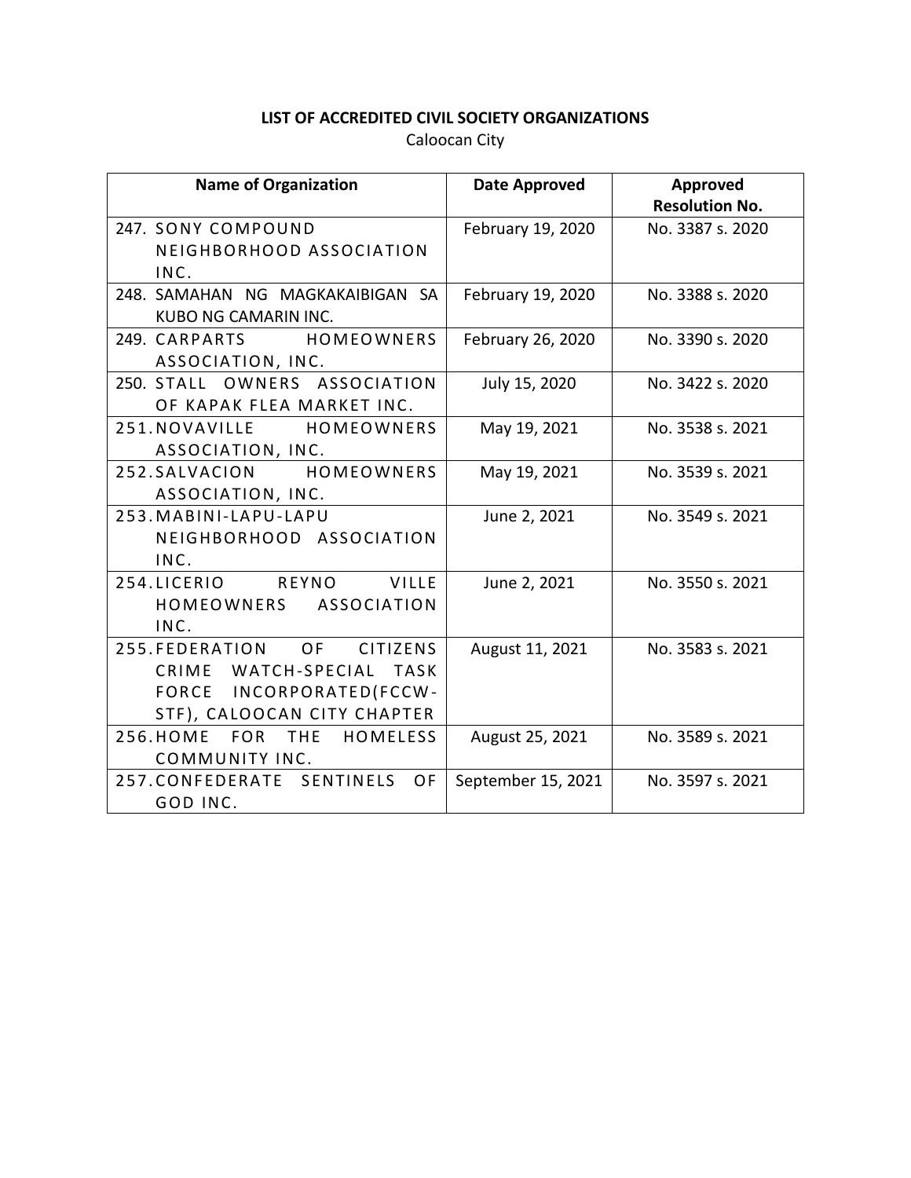**LIST OF ACCREDITED CIVIL SOCIETY ORGANIZATIONS**

Caloocan City

| Name of Organization | Date Approved | Approved Resolution No. |
| --- | --- | --- |
| 247. SONY COMPOUND NEIGHBORHOOD ASSOCIATION INC. | February 19, 2020 | No. 3387 s. 2020 |
| 248. SAMAHAN NG MAGKAKAIBIGAN SA KUBO NG CAMARIN INC. | February 19, 2020 | No. 3388 s. 2020 |
| 249. CARPARTS HOMEOWNERS ASSOCIATION, INC. | February 26, 2020 | No. 3390 s. 2020 |
| 250. STALL OWNERS ASSOCIATION OF KAPAK FLEA MARKET INC. | July 15, 2020 | No. 3422 s. 2020 |
| 251. NOVAVILLE HOMEOWNERS ASSOCIATION, INC. | May 19, 2021 | No. 3538 s. 2021 |
| 252. SALVACION HOMEOWNERS ASSOCIATION, INC. | May 19, 2021 | No. 3539 s. 2021 |
| 253. MABINI-LAPU-LAPU NEIGHBORHOOD ASSOCIATION INC. | June 2, 2021 | No. 3549 s. 2021 |
| 254. LICERIO REYNO VILLE HOMEOWNERS ASSOCIATION INC. | June 2, 2021 | No. 3550 s. 2021 |
| 255. FEDERATION OF CITIZENS CRIME WATCH-SPECIAL TASK FORCE INCORPORATED(FCCW-STF), CALOOCAN CITY CHAPTER | August 11, 2021 | No. 3583 s. 2021 |
| 256. HOME FOR THE HOMELESS COMMUNITY INC. | August 25, 2021 | No. 3589 s. 2021 |
| 257. CONFEDERATE SENTINELS OF GOD INC. | September 15, 2021 | No. 3597 s. 2021 |